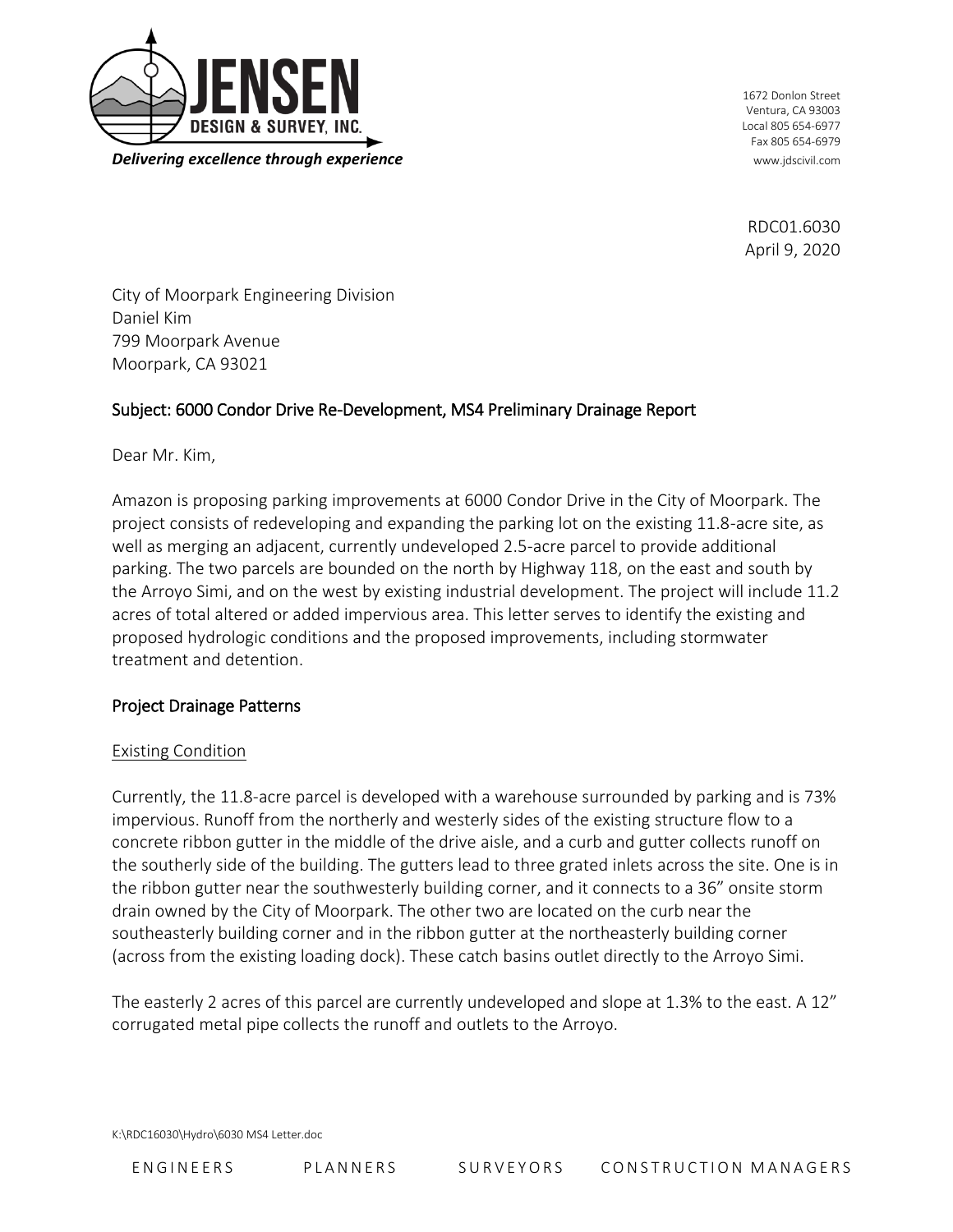**JENSEN DESIGN & SURVEY, INC.**

*Delivering excellence through experience*

1672 Donlon Street
Ventura, CA 93003
Local 805 654-6977
Fax 805 654-6979
www.jdscivil.com

RDC01.6030
April 9, 2020

City of Moorpark Engineering Division
Daniel Kim
799 Moorpark Avenue
Moorpark, CA 93021

## Subject: 6000 Condor Drive Re-Development, MS4 Preliminary Drainage Report

Dear Mr. Kim,

Amazon is proposing parking improvements at 6000 Condor Drive in the City of Moorpark. The project consists of redeveloping and expanding the parking lot on the existing 11.8-acre site, as well as merging an adjacent, currently undeveloped 2.5-acre parcel to provide additional parking. The two parcels are bounded on the north by Highway 118, on the east and south by the Arroyo Simi, and on the west by existing industrial development. The project will include 11.2 acres of total altered or added impervious area. This letter serves to identify the existing and proposed hydrologic conditions and the proposed improvements, including stormwater treatment and detention.

## Project Drainage Patterns

### Existing Condition

Currently, the 11.8-acre parcel is developed with a warehouse surrounded by parking and is 73% impervious. Runoff from the northerly and westerly sides of the existing structure flow to a concrete ribbon gutter in the middle of the drive aisle, and a curb and gutter collects runoff on the southerly side of the building. The gutters lead to three grated inlets across the site. One is in the ribbon gutter near the southwesterly building corner, and it connects to a 36" onsite storm drain owned by the City of Moorpark. The other two are located on the curb near the southeasterly building corner and in the ribbon gutter at the northeasterly building corner (across from the existing loading dock). These catch basins outlet directly to the Arroyo Simi.

The easterly 2 acres of this parcel are currently undeveloped and slope at 1.3% to the east. A 12" corrugated metal pipe collects the runoff and outlets to the Arroyo.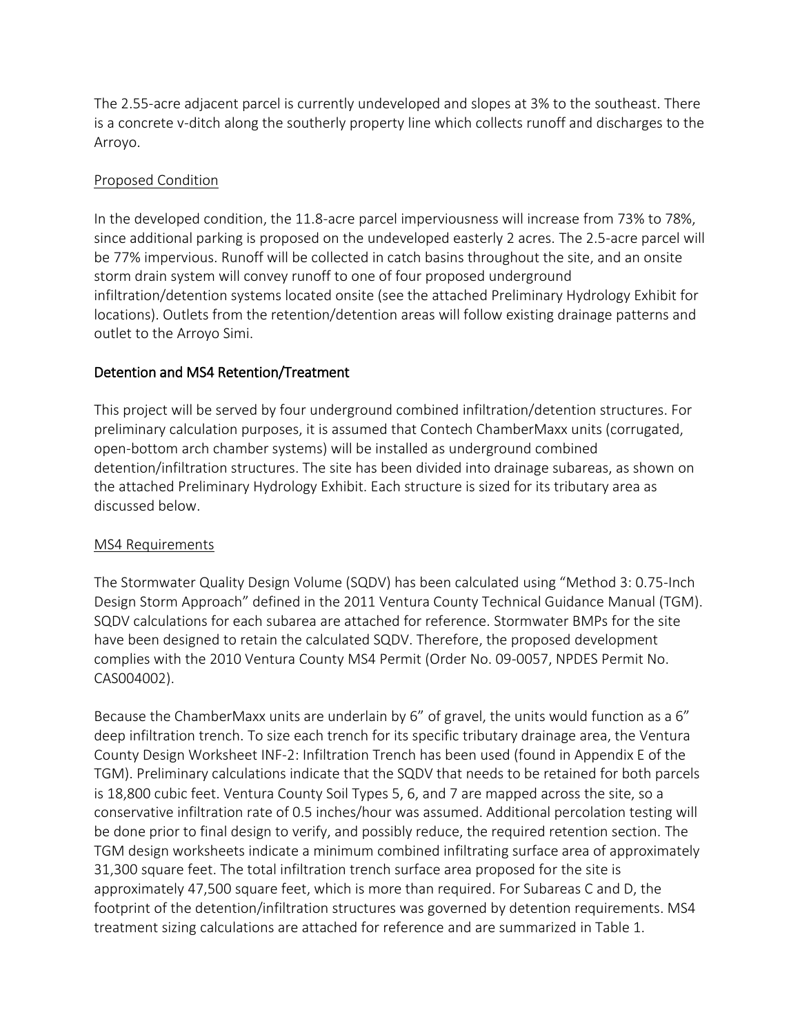The 2.55-acre adjacent parcel is currently undeveloped and slopes at 3% to the southeast. There is a concrete v-ditch along the southerly property line which collects runoff and discharges to the Arroyo.

### Proposed Condition

In the developed condition, the 11.8-acre parcel imperviousness will increase from 73% to 78%, since additional parking is proposed on the undeveloped easterly 2 acres. The 2.5-acre parcel will be 77% impervious. Runoff will be collected in catch basins throughout the site, and an onsite storm drain system will convey runoff to one of four proposed underground infiltration/detention systems located onsite (see the attached Preliminary Hydrology Exhibit for locations). Outlets from the retention/detention areas will follow existing drainage patterns and outlet to the Arroyo Simi.

## Detention and MS4 Retention/Treatment

This project will be served by four underground combined infiltration/detention structures. For preliminary calculation purposes, it is assumed that Contech ChamberMaxx units (corrugated, open-bottom arch chamber systems) will be installed as underground combined detention/infiltration structures. The site has been divided into drainage subareas, as shown on the attached Preliminary Hydrology Exhibit. Each structure is sized for its tributary area as discussed below.

### MS4 Requirements

The Stormwater Quality Design Volume (SQDV) has been calculated using "Method 3: 0.75-Inch Design Storm Approach" defined in the 2011 Ventura County Technical Guidance Manual (TGM). SQDV calculations for each subarea are attached for reference. Stormwater BMPs for the site have been designed to retain the calculated SQDV. Therefore, the proposed development complies with the 2010 Ventura County MS4 Permit (Order No. 09-0057, NPDES Permit No. CAS004002).

Because the ChamberMaxx units are underlain by 6" of gravel, the units would function as a 6" deep infiltration trench. To size each trench for its specific tributary drainage area, the Ventura County Design Worksheet INF-2: Infiltration Trench has been used (found in Appendix E of the TGM). Preliminary calculations indicate that the SQDV that needs to be retained for both parcels is 18,800 cubic feet. Ventura County Soil Types 5, 6, and 7 are mapped across the site, so a conservative infiltration rate of 0.5 inches/hour was assumed. Additional percolation testing will be done prior to final design to verify, and possibly reduce, the required retention section. The TGM design worksheets indicate a minimum combined infiltrating surface area of approximately 31,300 square feet. The total infiltration trench surface area proposed for the site is approximately 47,500 square feet, which is more than required. For Subareas C and D, the footprint of the detention/infiltration structures was governed by detention requirements. MS4 treatment sizing calculations are attached for reference and are summarized in Table 1.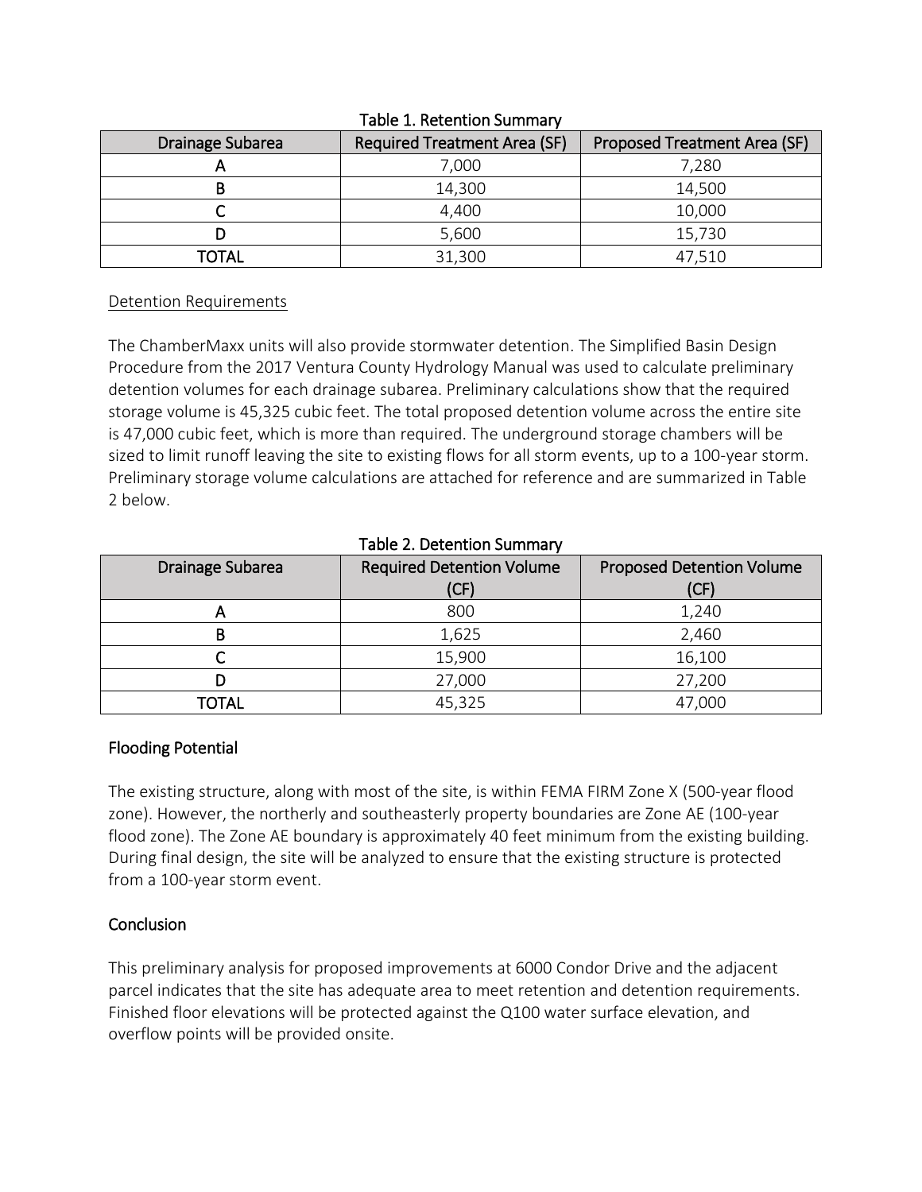Table 1. Retention Summary

| Drainage Subarea | Required Treatment Area (SF) | Proposed Treatment Area (SF) |
|---|---|---|
| A | 7,000 | 7,280 |
| B | 14,300 | 14,500 |
| C | 4,400 | 10,000 |
| D | 5,600 | 15,730 |
| TOTAL | 31,300 | 47,510 |

Detention Requirements

The ChamberMaxx units will also provide stormwater detention. The Simplified Basin Design Procedure from the 2017 Ventura County Hydrology Manual was used to calculate preliminary detention volumes for each drainage subarea. Preliminary calculations show that the required storage volume is 45,325 cubic feet. The total proposed detention volume across the entire site is 47,000 cubic feet, which is more than required. The underground storage chambers will be sized to limit runoff leaving the site to existing flows for all storm events, up to a 100-year storm. Preliminary storage volume calculations are attached for reference and are summarized in Table 2 below.

Table 2. Detention Summary

| Drainage Subarea | Required Detention Volume (CF) | Proposed Detention Volume (CF) |
|---|---|---|
| A | 800 | 1,240 |
| B | 1,625 | 2,460 |
| C | 15,900 | 16,100 |
| D | 27,000 | 27,200 |
| TOTAL | 45,325 | 47,000 |

## Flooding Potential

The existing structure, along with most of the site, is within FEMA FIRM Zone X (500-year flood zone). However, the northerly and southeasterly property boundaries are Zone AE (100-year flood zone). The Zone AE boundary is approximately 40 feet minimum from the existing building. During final design, the site will be analyzed to ensure that the existing structure is protected from a 100-year storm event.

## Conclusion

This preliminary analysis for proposed improvements at 6000 Condor Drive and the adjacent parcel indicates that the site has adequate area to meet retention and detention requirements. Finished floor elevations will be protected against the Q100 water surface elevation, and overflow points will be provided onsite.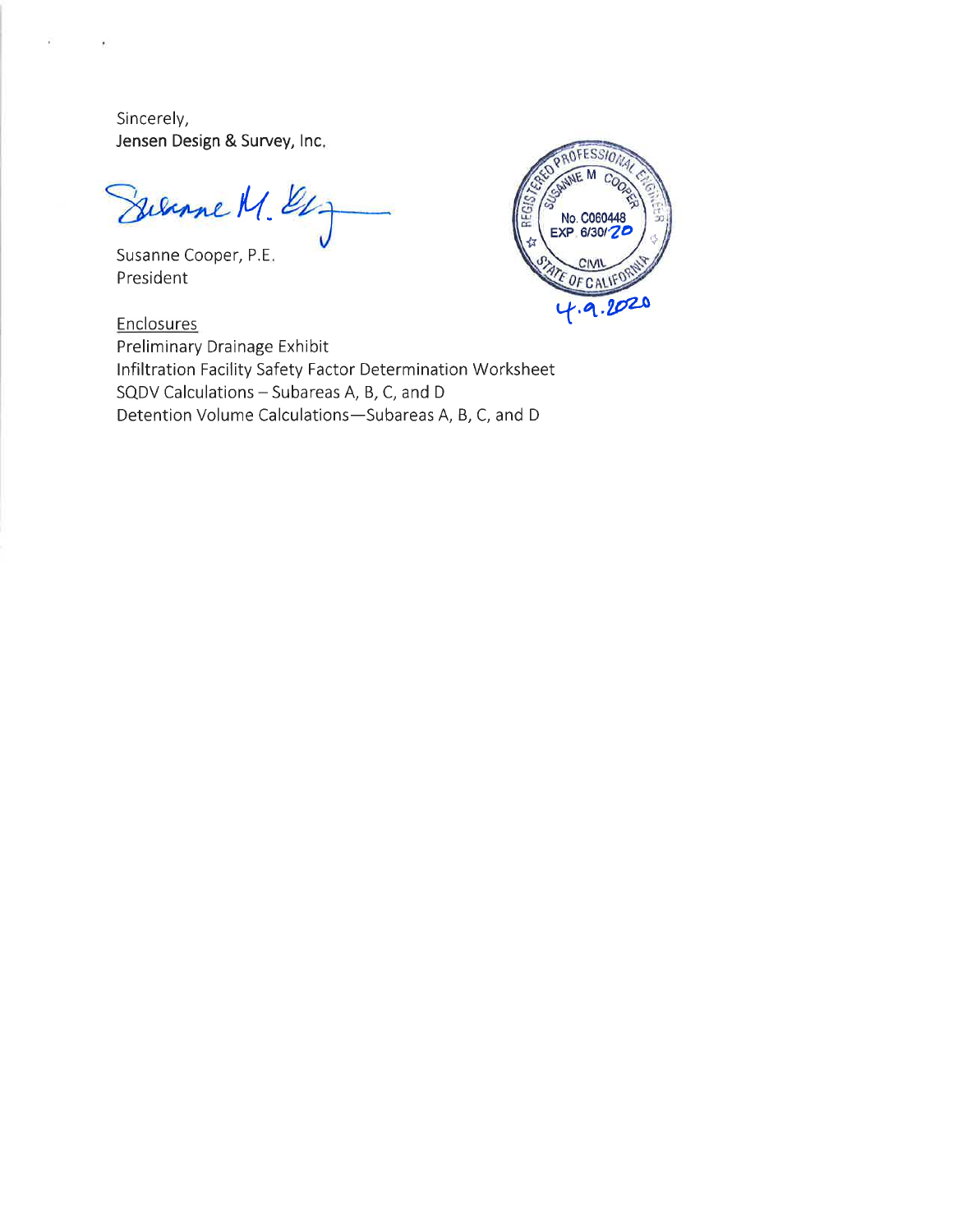Sincerely,
Jensen Design & Survey, Inc.

Susanne Cooper, P.E.
President

REGISTERED PROFESSIONAL ENGINEER
SUSANNE M COOPER
No. C060448
EXP 6/30/20
CIVIL
STATE OF CALIFORNIA
4.9.2020

Enclosures

Preliminary Drainage Exhibit
Infiltration Facility Safety Factor Determination Worksheet
SQDV Calculations – Subareas A, B, C, and D
Detention Volume Calculations—Subareas A, B, C, and D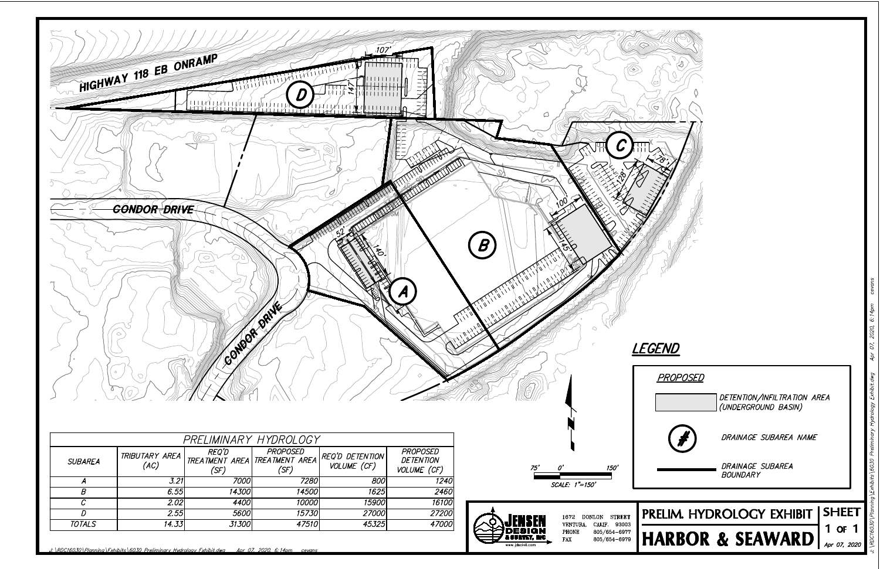HIGHWAY 118 EB ONRAMP

CONDOR DRIVE

CONDOR DRIVE

107'

147'

52'

140'

100'

145'

78'

128'

D

A

B

C

## LEGEND

*PROPOSED*

DETENTION/INFILTRATION AREA (UNDERGROUND BASIN)

DRAINAGE SUBAREA NAME

DRAINAGE SUBAREA BOUNDARY

SCALE: 1"=150'

### PRELIMINARY HYDROLOGY

| SUBAREA | TRIBUTARY AREA (AC) | REQ'D TREATMENT AREA (SF) | PROPOSED TREATMENT AREA (SF) | REQ'D DETENTION VOLUME (CF) | PROPOSED DETENTION VOLUME (CF) |
|---|---|---|---|---|---|
| A | 3.21 | 7000 | 7280 | 800 | 1240 |
| B | 6.55 | 14300 | 14500 | 1625 | 2460 |
| C | 2.02 | 4400 | 10000 | 15900 | 16100 |
| D | 2.55 | 5600 | 15730 | 27000 | 27200 |
| TOTALS | 14.33 | 31300 | 47510 | 45325 | 47000 |

JENSEN DESIGN & SURVEY, INC
www.jdscivil.com

1672 DONLON STREET
VENTURA, CALIF. 93003
PHONE 805/654-6977
FAX 805/654-6979

**PRELIM. HYDROLOGY EXHIBIT**

**HARBOR & SEAWARD**

SHEET 1 OF 1

Apr 07, 2020

J:\RDC16030\Planning\Exhibits\6030 Preliminary Hydrology Exhibit.dwg Apr 07, 2020, 6:14pm cevans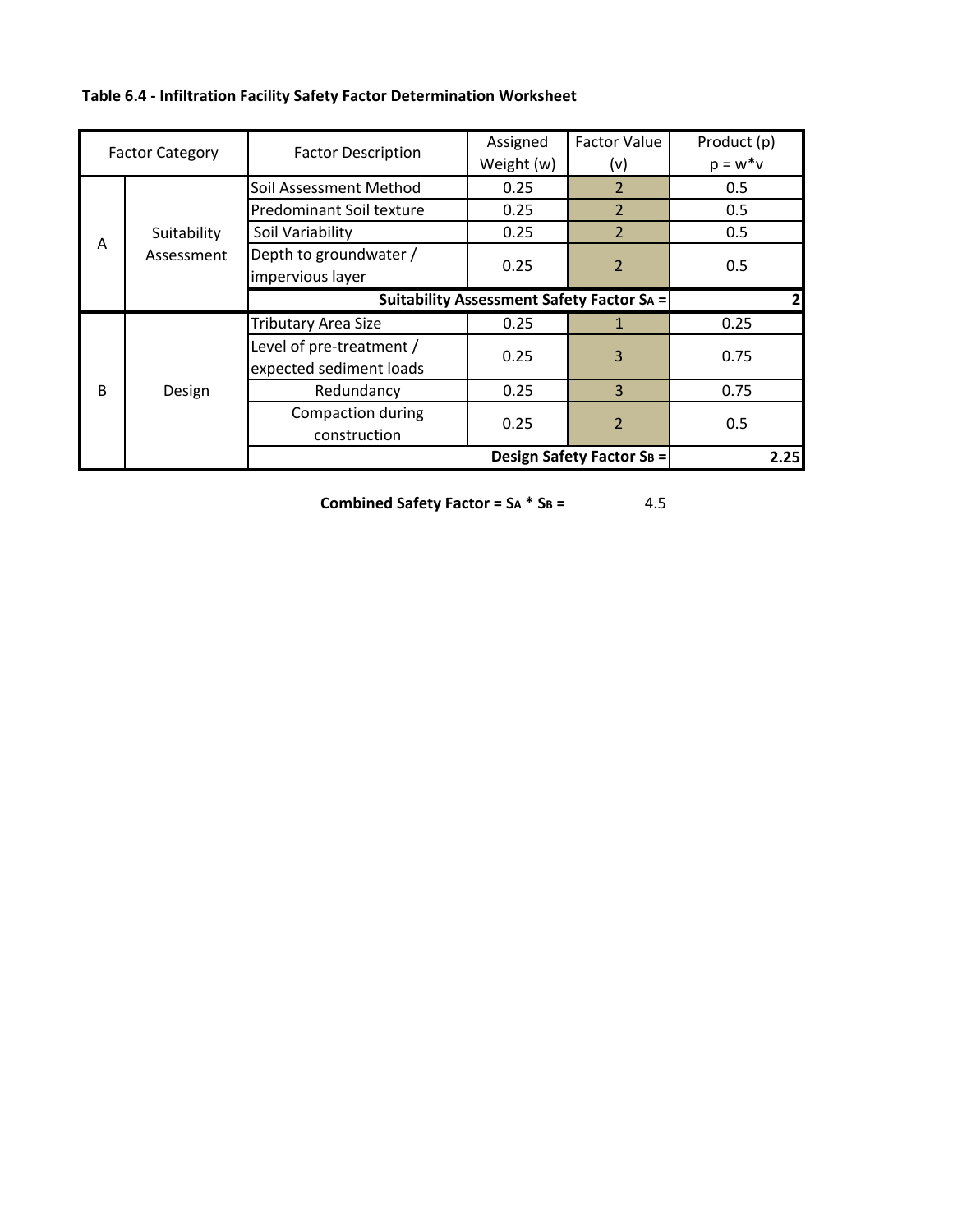**Table 6.4 - Infiltration Facility Safety Factor Determination Worksheet**

| Factor Category | | Factor Description | Assigned Weight (w) | Factor Value (v) | Product (p) p = w*v |
|---|---|---|---|---|---|
| A | Suitability Assessment | Soil Assessment Method | 0.25 | 2 | 0.5 |
| | | Predominant Soil texture | 0.25 | 2 | 0.5 |
| | | Soil Variability | 0.25 | 2 | 0.5 |
| | | Depth to groundwater / impervious layer | 0.25 | 2 | 0.5 |
| | | **Suitability Assessment Safety Factor $S_A$ =** | | | **2** |
| B | Design | Tributary Area Size | 0.25 | 1 | 0.25 |
| | | Level of pre-treatment / expected sediment loads | 0.25 | 3 | 0.75 |
| | | Redundancy | 0.25 | 3 | 0.75 |
| | | Compaction during construction | 0.25 | 2 | 0.5 |
| | | **Design Safety Factor $S_B$ =** | | | **2.25** |

**Combined Safety Factor = $S_A * S_B$ =** 4.5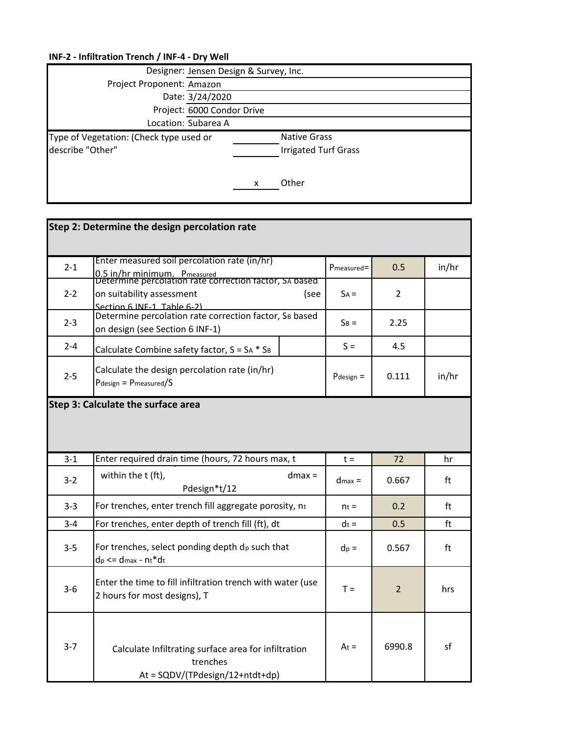**INF-2 - Infiltration Trench / INF-4 - Dry Well**

| | |
|---|---|
| Designer: | Jensen Design & Survey, Inc. |
| Project Proponent: | Amazon |
| Date: | 3/24/2020 |
| Project: | 6000 Condor Drive |
| Location: | Subarea A |

| | | |
|---|---|---|
| Type of Vegetation: (Check type used or describe "Other" | | Native Grass |
| | | Irrigated Turf Grass |
| | x | Other |

| | | | | |
|---|---|---|---|---|
| **Step 2: Determine the design percolation rate** | | | | |
| 2-1 | Enter measured soil percolation rate (in/hr) 0.5 in/hr minimum. $P_{measured}$ | $P_{measured}$= | 0.5 | in/hr |
| 2-2 | Determine percolation rate correction factor, $S_A$ based on suitability assessment (see Section 6 INF-1, Table 6-2) | $S_A$ = | 2 | |
| 2-3 | Determine percolation rate correction factor, $S_B$ based on design (see Section 6 INF-1) | $S_B$ = | 2.25 | |
| 2-4 | Calculate Combine safety factor, $S = S_A * S_B$ | $S$ = | 4.5 | |
| 2-5 | Calculate the design percolation rate (in/hr) $P_{design} = P_{measured}/S$ | $P_{design}$ = | 0.111 | in/hr |
| **Step 3: Calculate the surface area** | | | | |
| 3-1 | Enter required drain time (hours, 72 hours max, t | t = | 72 | hr |
| 3-2 | within the t (ft), $d_{max} = P_{design}*t/12$ | $d_{max}$ = | 0.667 | ft |
| 3-3 | For trenches, enter trench fill aggregate porosity, $n_t$ | $n_t$ = | 0.2 | ft |
| 3-4 | For trenches, enter depth of trench fill (ft), dt | $d_t$ = | 0.5 | ft |
| 3-5 | For trenches, select ponding depth $d_p$ such that $d_p <= d_{max} - n_t*d_t$ | $d_p$ = | 0.567 | ft |
| 3-6 | Enter the time to fill infiltration trench with water (use 2 hours for most designs), T | T = | 2 | hrs |
| 3-7 | Calculate Infiltrating surface area for infiltration trenches $A_t = SQDV/(TP_{design}/12+n_td_t+d_p)$ | $A_t$ = | 6990.8 | sf |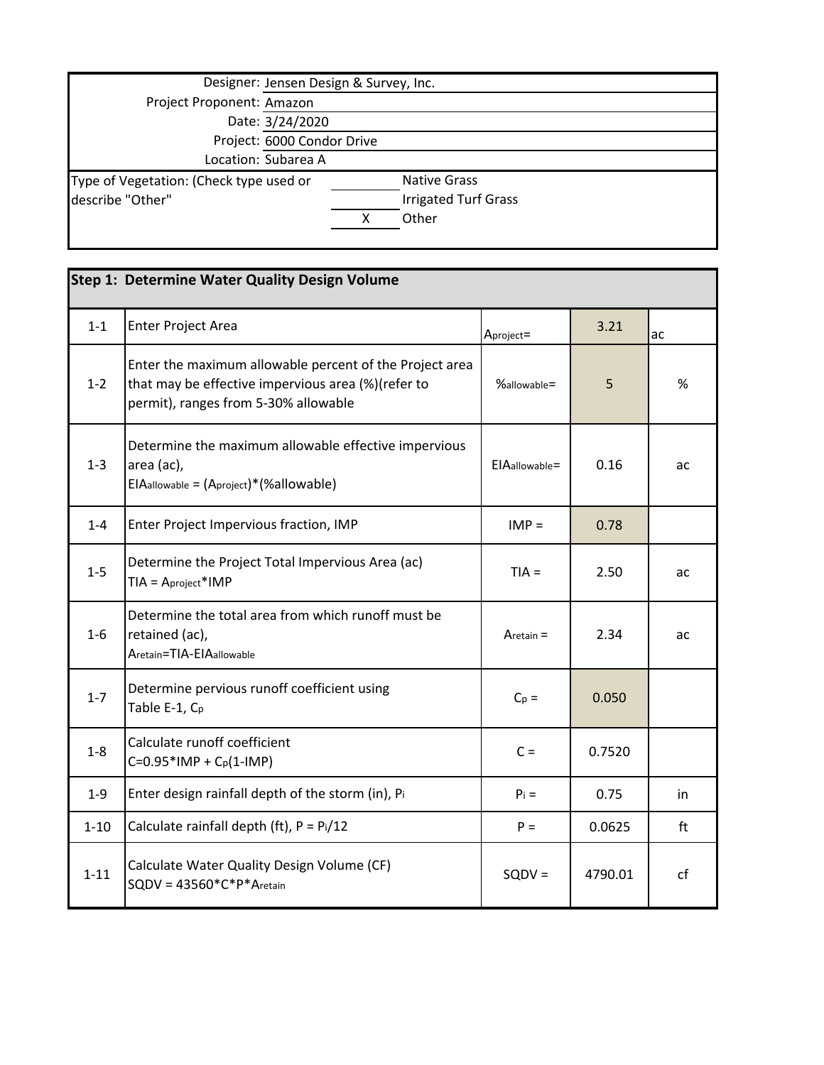| | |
|---|---|
| Designer: | Jensen Design & Survey, Inc. |
| Project Proponent: | Amazon |
| Date: | 3/24/2020 |
| Project: | 6000 Condor Drive |
| Location: | Subarea A |

| Type of Vegetation: (Check type used or describe "Other" | | |
|---|---|---|
| | | Native Grass |
| | | Irrigated Turf Grass |
| | X | Other |

| Step 1: Determine Water Quality Design Volume | | | | |
|---|---|---|---|---|
| 1-1 | Enter Project Area | $A_{project}$= | 3.21 | ac |
| 1-2 | Enter the maximum allowable percent of the Project area that may be effective impervious area (%)(refer to permit), ranges from 5-30% allowable | $\%_{allowable}$= | 5 | % |
| 1-3 | Determine the maximum allowable effective impervious area (ac), $EIA_{allowable} = (A_{project})*(\%allowable)$ | $EIA_{allowable}$= | 0.16 | ac |
| 1-4 | Enter Project Impervious fraction, IMP | IMP = | 0.78 | |
| 1-5 | Determine the Project Total Impervious Area (ac) $TIA = A_{project}*IMP$ | TIA = | 2.50 | ac |
| 1-6 | Determine the total area from which runoff must be retained (ac), $A_{retain}=TIA-EIA_{allowable}$ | $A_{retain}$ = | 2.34 | ac |
| 1-7 | Determine pervious runoff coefficient using Table E-1, $C_p$ | $C_p$ = | 0.050 | |
| 1-8 | Calculate runoff coefficient $C=0.95*IMP + C_p(1-IMP)$ | C = | 0.7520 | |
| 1-9 | Enter design rainfall depth of the storm (in), $P_i$ | $P_i$ = | 0.75 | in |
| 1-10 | Calculate rainfall depth (ft), $P = P_i/12$ | P = | 0.0625 | ft |
| 1-11 | Calculate Water Quality Design Volume (CF) $SQDV = 43560*C*P*A_{retain}$ | SQDV = | 4790.01 | cf |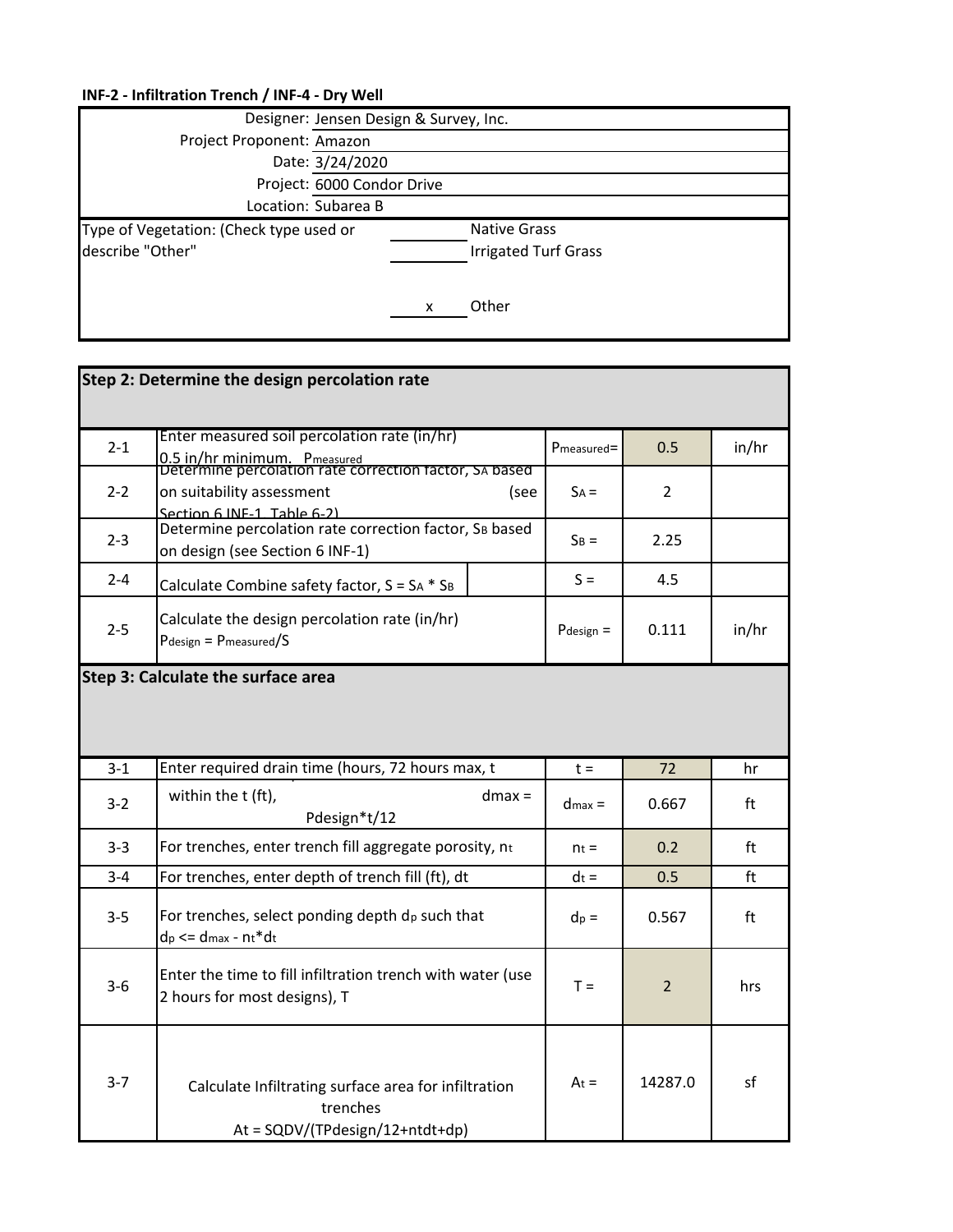**INF-2 - Infiltration Trench / INF-4 - Dry Well**

| | |
|---|---|
| Designer: | Jensen Design & Survey, Inc. |
| Project Proponent: | Amazon |
| Date: | 3/24/2020 |
| Project: | 6000 Condor Drive |
| Location: | Subarea B |

| Type of Vegetation: (Check type used or describe "Other" | | |
|---|---|---|
| | | Native Grass |
| | | Irrigated Turf Grass |
| | x | Other |

| | **Step 2: Determine the design percolation rate** | | | |
|---|---|---|---|---|
| 2-1 | Enter measured soil percolation rate (in/hr) 0.5 in/hr minimum. $P_{measured}$ | $P_{measured}$= | 0.5 | in/hr |
| 2-2 | Determine percolation rate correction factor, $S_A$ based on suitability assessment (see Section 6 INF-1, Table 6-2) | $S_A$ = | 2 | |
| 2-3 | Determine percolation rate correction factor, $S_B$ based on design (see Section 6 INF-1) | $S_B$ = | 2.25 | |
| 2-4 | Calculate Combine safety factor, $S = S_A * S_B$ | S = | 4.5 | |
| 2-5 | Calculate the design percolation rate (in/hr) $P_{design} = P_{measured}/S$ | $P_{design}$ = | 0.111 | in/hr |
| | **Step 3: Calculate the surface area** | | | |
| 3-1 | Enter required drain time (hours, 72 hours max, t | t = | 72 | hr |
| 3-2 | within the t (ft), $d_{max} = P_{design}*t/12$ | $d_{max}$ = | 0.667 | ft |
| 3-3 | For trenches, enter trench fill aggregate porosity, $n_t$ | $n_t$ = | 0.2 | ft |
| 3-4 | For trenches, enter depth of trench fill (ft), dt | $d_t$ = | 0.5 | ft |
| 3-5 | For trenches, select ponding depth $d_p$ such that $d_p <= d_{max} - n_t*d_t$ | $d_p$ = | 0.567 | ft |
| 3-6 | Enter the time to fill infiltration trench with water (use 2 hours for most designs), T | T = | 2 | hrs |
| 3-7 | Calculate Infiltrating surface area for infiltration trenches $A_t = SQDV/(TP_{design}/12+n_td_t+d_p)$ | $A_t$ = | 14287.0 | sf |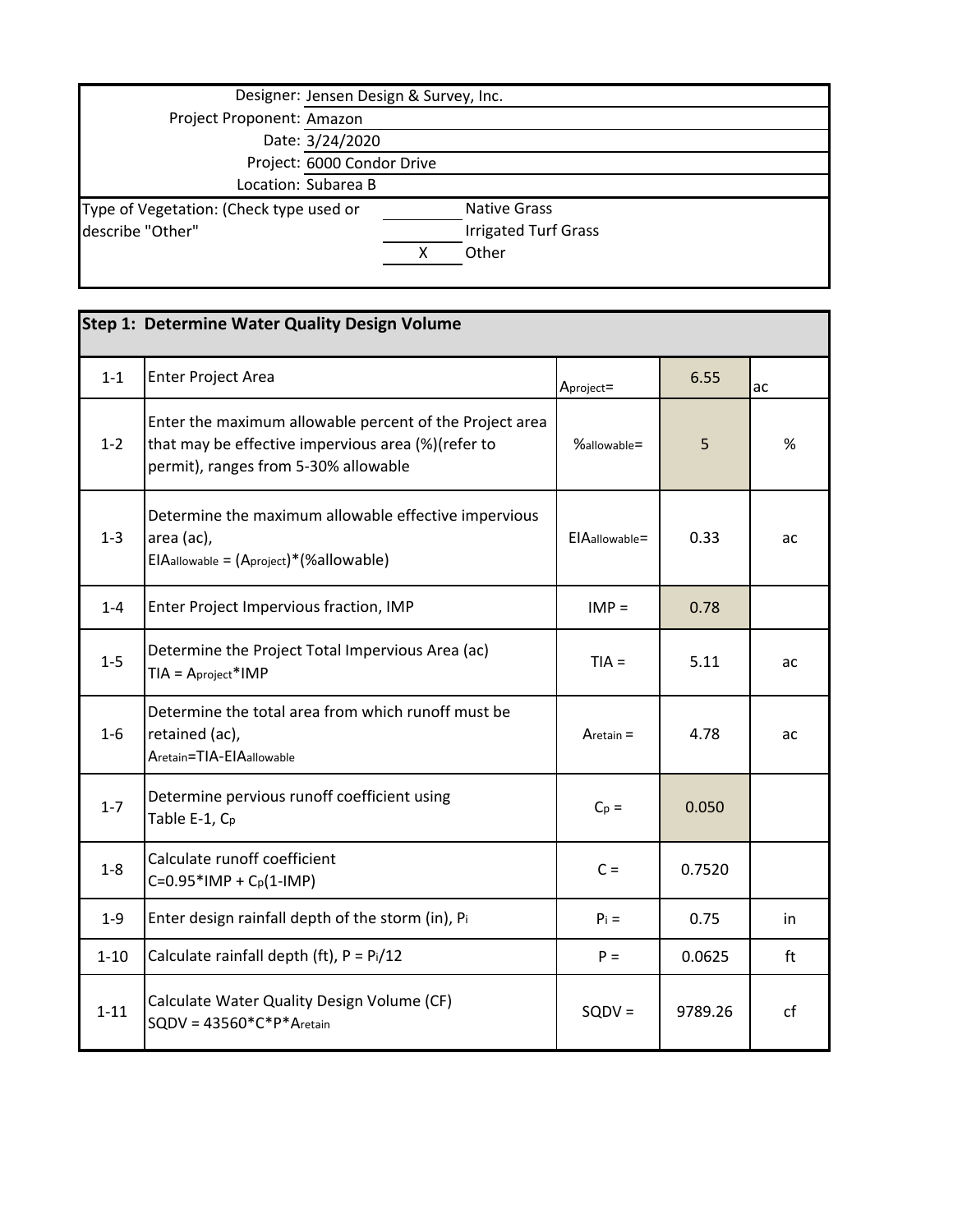| | |
|---|---|
| Designer: | Jensen Design & Survey, Inc. |
| Project Proponent: | Amazon |
| Date: | 3/24/2020 |
| Project: | 6000 Condor Drive |
| Location: | Subarea B |

| Type of Vegetation: (Check type used or describe "Other" | | |
|---|---|---|
| | | Native Grass |
| | | Irrigated Turf Grass |
| | X | Other |

## Step 1: Determine Water Quality Design Volume

| | | | | |
|---|---|---|---|---|
| 1-1 | Enter Project Area | $A_{project}$= | 6.55 | ac |
| 1-2 | Enter the maximum allowable percent of the Project area that may be effective impervious area (%)(refer to permit), ranges from 5-30% allowable | $\%_{allowable}$= | 5 | % |
| 1-3 | Determine the maximum allowable effective impervious area (ac), $EIA_{allowable} = (A_{project})*(\%allowable)$ | $EIA_{allowable}$= | 0.33 | ac |
| 1-4 | Enter Project Impervious fraction, IMP | IMP = | 0.78 | |
| 1-5 | Determine the Project Total Impervious Area (ac) $TIA = A_{project}*IMP$ | TIA = | 5.11 | ac |
| 1-6 | Determine the total area from which runoff must be retained (ac), $A_{retain}=TIA-EIA_{allowable}$ | $A_{retain}$ = | 4.78 | ac |
| 1-7 | Determine pervious runoff coefficient using Table E-1, $C_p$ | $C_p$ = | 0.050 | |
| 1-8 | Calculate runoff coefficient $C=0.95*IMP + C_p(1-IMP)$ | C = | 0.7520 | |
| 1-9 | Enter design rainfall depth of the storm (in), $P_i$ | $P_i$ = | 0.75 | in |
| 1-10 | Calculate rainfall depth (ft), $P = P_i/12$ | P = | 0.0625 | ft |
| 1-11 | Calculate Water Quality Design Volume (CF) $SQDV = 43560*C*P*A_{retain}$ | SQDV = | 9789.26 | cf |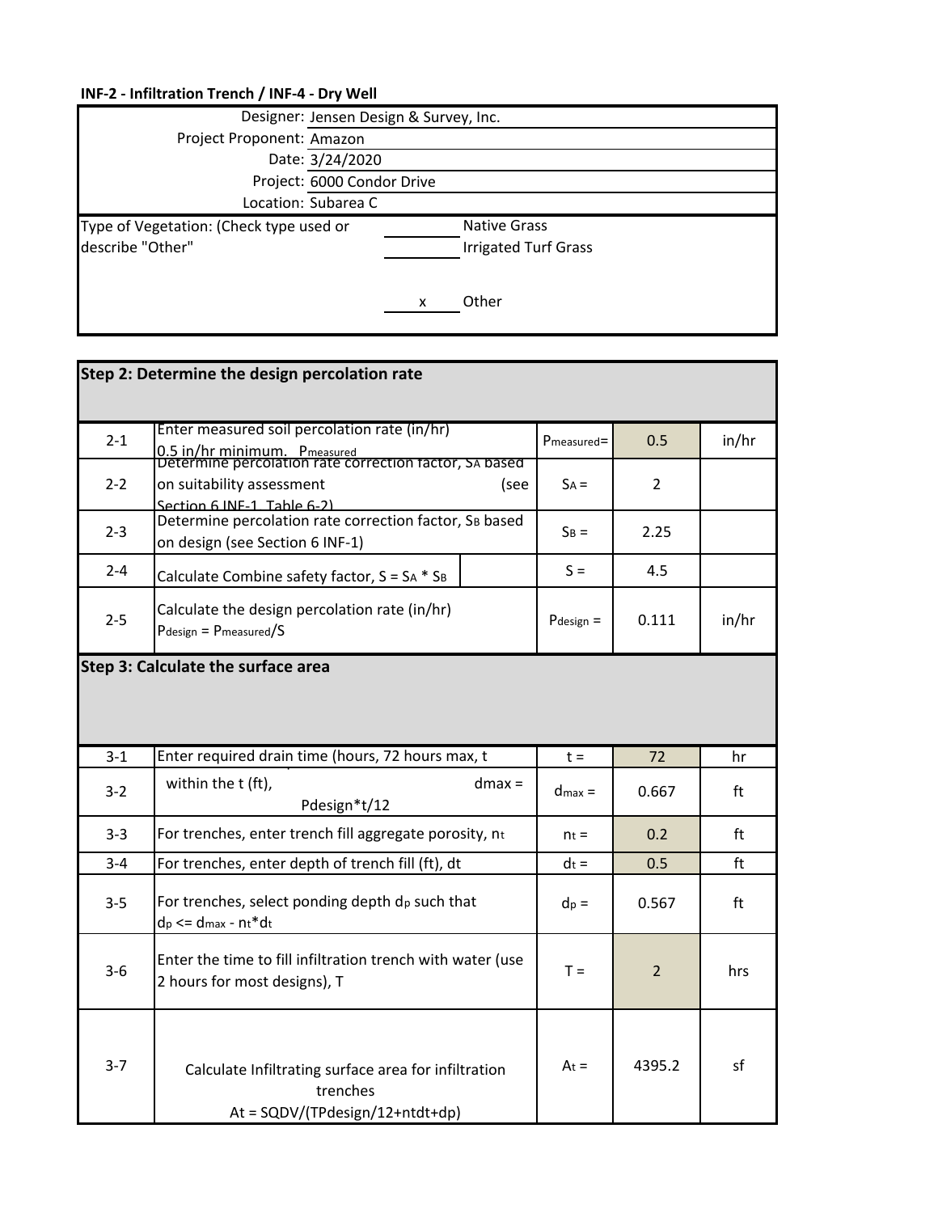**INF-2 - Infiltration Trench / INF-4 - Dry Well**

| | |
|---|---|
| Designer: | Jensen Design & Survey, Inc. |
| Project Proponent: | Amazon |
| Date: | 3/24/2020 |
| Project: | 6000 Condor Drive |
| Location: | Subarea C |

| Type of Vegetation: (Check type used or describe "Other" | | |
|---|---|---|
| | ______ | Native Grass |
| | ______ | Irrigated Turf Grass |
| | x | Other |

| | **Step 2: Determine the design percolation rate** | | | |
|---|---|---|---|---|
| 2-1 | Enter measured soil percolation rate (in/hr) 0.5 in/hr minimum. $P_{measured}$ | $P_{measured}$= | 0.5 | in/hr |
| 2-2 | Determine percolation rate correction factor, $S_A$ based on suitability assessment (see Section 6 INF-1, Table 6-2) | $S_A$ = | 2 | |
| 2-3 | Determine percolation rate correction factor, $S_B$ based on design (see Section 6 INF-1) | $S_B$ = | 2.25 | |
| 2-4 | Calculate Combine safety factor, $S = S_A * S_B$ | $S$ = | 4.5 | |
| 2-5 | Calculate the design percolation rate (in/hr) $P_{design} = P_{measured}/S$ | $P_{design}$ = | 0.111 | in/hr |
| | **Step 3: Calculate the surface area** | | | |
| 3-1 | Enter required drain time (hours, 72 hours max, t | t = | 72 | hr |
| 3-2 | within the t (ft), $d_{max} = P_{design}*t/12$ | $d_{max}$ = | 0.667 | ft |
| 3-3 | For trenches, enter trench fill aggregate porosity, $n_t$ | $n_t$ = | 0.2 | ft |
| 3-4 | For trenches, enter depth of trench fill (ft), dt | $d_t$ = | 0.5 | ft |
| 3-5 | For trenches, select ponding depth $d_p$ such that $d_p \le d_{max} - n_t*d_t$ | $d_p$ = | 0.567 | ft |
| 3-6 | Enter the time to fill infiltration trench with water (use 2 hours for most designs), T | T = | 2 | hrs |
| 3-7 | Calculate Infiltrating surface area for infiltration trenches $A_t = SQDV/(TP_{design}/12+n_td_t+d_p)$ | $A_t$ = | 4395.2 | sf |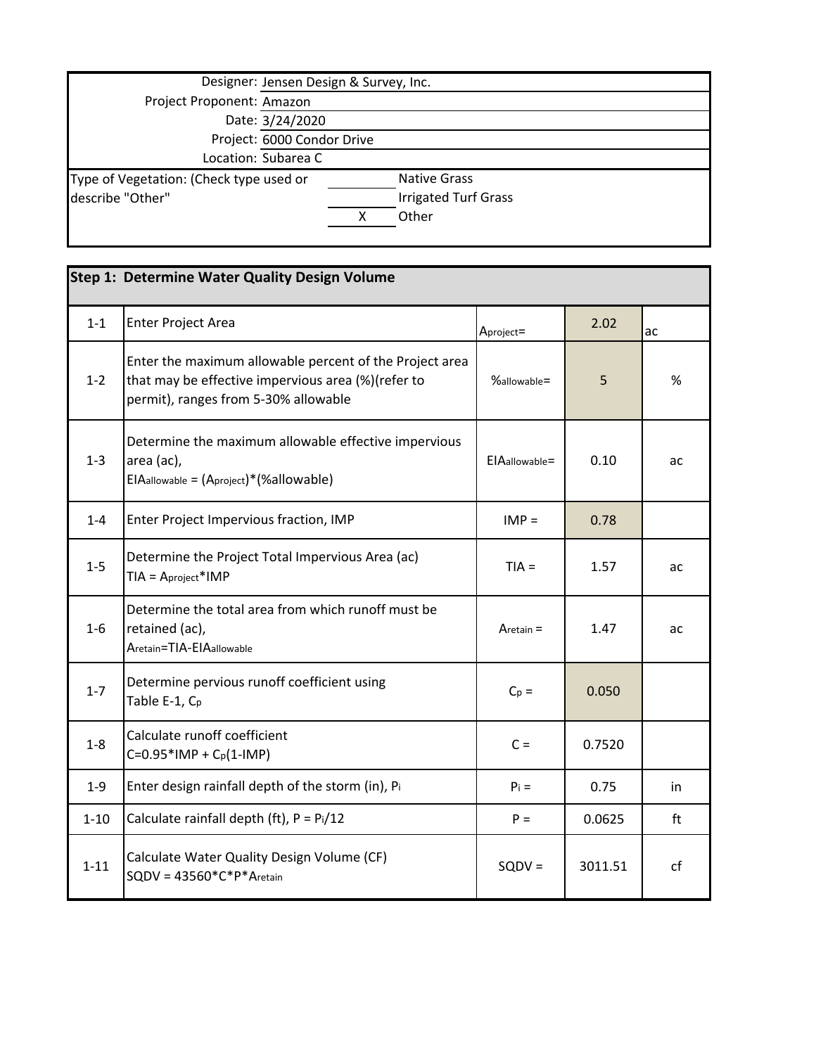| | |
|---|---|
| Designer: | Jensen Design & Survey, Inc. |
| Project Proponent: | Amazon |
| Date: | 3/24/2020 |
| Project: | 6000 Condor Drive |
| Location: | Subarea C |

Type of Vegetation: (Check type used or describe "Other"

| | |
|---|---|
| | Native Grass |
| | Irrigated Turf Grass |
| X | Other |

| Step 1: Determine Water Quality Design Volume | | | | |
|---|---|---|---|---|
| 1-1 | Enter Project Area | $A_{project}$= | 2.02 | ac |
| 1-2 | Enter the maximum allowable percent of the Project area that may be effective impervious area (%)(refer to permit), ranges from 5-30% allowable | $\%_{allowable}$= | 5 | % |
| 1-3 | Determine the maximum allowable effective impervious area (ac), $EIA_{allowable} = (A_{project})*(\%allowable)$ | $EIA_{allowable}$= | 0.10 | ac |
| 1-4 | Enter Project Impervious fraction, IMP | IMP = | 0.78 | |
| 1-5 | Determine the Project Total Impervious Area (ac) $TIA = A_{project}*IMP$ | TIA = | 1.57 | ac |
| 1-6 | Determine the total area from which runoff must be retained (ac), $A_{retain}=TIA-EIA_{allowable}$ | $A_{retain}$ = | 1.47 | ac |
| 1-7 | Determine pervious runoff coefficient using Table E-1, $C_p$ | $C_p$ = | 0.050 | |
| 1-8 | Calculate runoff coefficient $C=0.95*IMP + C_p(1-IMP)$ | C = | 0.7520 | |
| 1-9 | Enter design rainfall depth of the storm (in), $P_i$ | $P_i$ = | 0.75 | in |
| 1-10 | Calculate rainfall depth (ft), $P = P_i/12$ | P = | 0.0625 | ft |
| 1-11 | Calculate Water Quality Design Volume (CF) $SQDV = 43560*C*P*A_{retain}$ | SQDV = | 3011.51 | cf |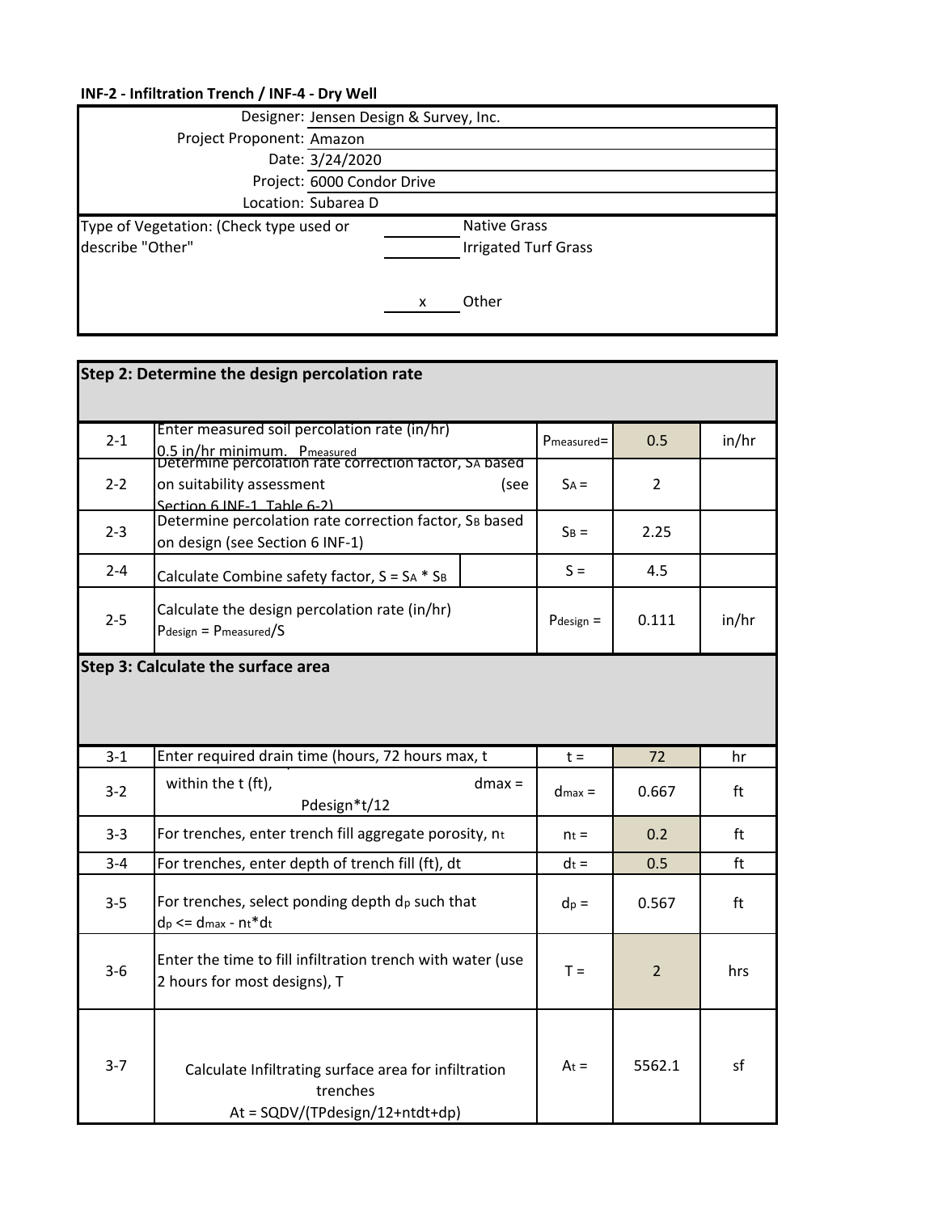**INF-2 - Infiltration Trench / INF-4 - Dry Well**

| | |
|---|---|
| Designer: | Jensen Design & Survey, Inc. |
| Project Proponent: | Amazon |
| Date: | 3/24/2020 |
| Project: | 6000 Condor Drive |
| Location: | Subarea D |

| Type of Vegetation: (Check type used or describe "Other" | | |
|---|---|---|
| | ______ | Native Grass |
| | ______ | Irrigated Turf Grass |
| | x | Other |

| **Step 2: Determine the design percolation rate** | | | | |
|---|---|---|---|---|
| 2-1 | Enter measured soil percolation rate (in/hr) 0.5 in/hr minimum. $P_{measured}$ | $P_{measured}$= | 0.5 | in/hr |
| 2-2 | Determine percolation rate correction factor, $S_A$ based on suitability assessment (see Section 6 INF-1, Table 6-2) | $S_A$ = | 2 | |
| 2-3 | Determine percolation rate correction factor, $S_B$ based on design (see Section 6 INF-1) | $S_B$ = | 2.25 | |
| 2-4 | Calculate Combine safety factor, $S = S_A * S_B$ | S = | 4.5 | |
| 2-5 | Calculate the design percolation rate (in/hr) $P_{design} = P_{measured}/S$ | $P_{design}$ = | 0.111 | in/hr |
| **Step 3: Calculate the surface area** | | | | |
| 3-1 | Enter required drain time (hours, 72 hours max, t | t = | 72 | hr |
| 3-2 | within the t (ft), dmax = Pdesign*t/12 | $d_{max}$ = | 0.667 | ft |
| 3-3 | For trenches, enter trench fill aggregate porosity, $n_t$ | $n_t$ = | 0.2 | ft |
| 3-4 | For trenches, enter depth of trench fill (ft), dt | $d_t$ = | 0.5 | ft |
| 3-5 | For trenches, select ponding depth $d_p$ such that $d_p <= d_{max} - n_t*d_t$ | $d_p$ = | 0.567 | ft |
| 3-6 | Enter the time to fill infiltration trench with water (use 2 hours for most designs), T | T = | 2 | hrs |
| 3-7 | Calculate Infiltrating surface area for infiltration trenches At = SQDV/(TPdesign/12+ntdt+dp) | $A_t$ = | 5562.1 | sf |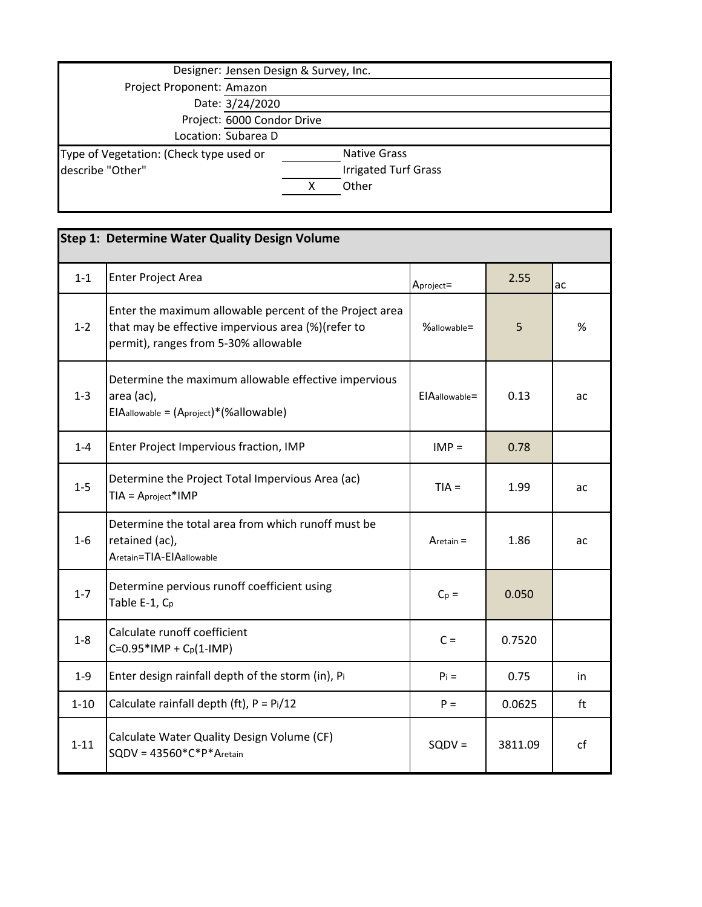| | |
|---|---|
| Designer: | Jensen Design & Survey, Inc. |
| Project Proponent: | Amazon |
| Date: | 3/24/2020 |
| Project: | 6000 Condor Drive |
| Location: | Subarea D |

Type of Vegetation: (Check type used or describe "Other")

| | |
|---|---|
| | Native Grass |
| | Irrigated Turf Grass |
| X | Other |

| Step 1: Determine Water Quality Design Volume | | | | |
|---|---|---|---|---|
| 1-1 | Enter Project Area | $A_{project}$= | 2.55 | ac |
| 1-2 | Enter the maximum allowable percent of the Project area that may be effective impervious area (%)(refer to permit), ranges from 5-30% allowable | $\%_{allowable}$= | 5 | % |
| 1-3 | Determine the maximum allowable effective impervious area (ac), $EIA_{allowable} = (A_{project})*(\%allowable)$ | $EIA_{allowable}$= | 0.13 | ac |
| 1-4 | Enter Project Impervious fraction, IMP | IMP = | 0.78 | |
| 1-5 | Determine the Project Total Impervious Area (ac) $TIA = A_{project}*IMP$ | TIA = | 1.99 | ac |
| 1-6 | Determine the total area from which runoff must be retained (ac), $A_{retain}=TIA-EIA_{allowable}$ | $A_{retain}$ = | 1.86 | ac |
| 1-7 | Determine pervious runoff coefficient using Table E-1, $C_p$ | $C_p$ = | 0.050 | |
| 1-8 | Calculate runoff coefficient $C=0.95*IMP + C_p(1-IMP)$ | C = | 0.7520 | |
| 1-9 | Enter design rainfall depth of the storm (in), $P_i$ | $P_i$ = | 0.75 | in |
| 1-10 | Calculate rainfall depth (ft), $P = P_i/12$ | P = | 0.0625 | ft |
| 1-11 | Calculate Water Quality Design Volume (CF) $SQDV = 43560*C*P*A_{retain}$ | SQDV = | 3811.09 | cf |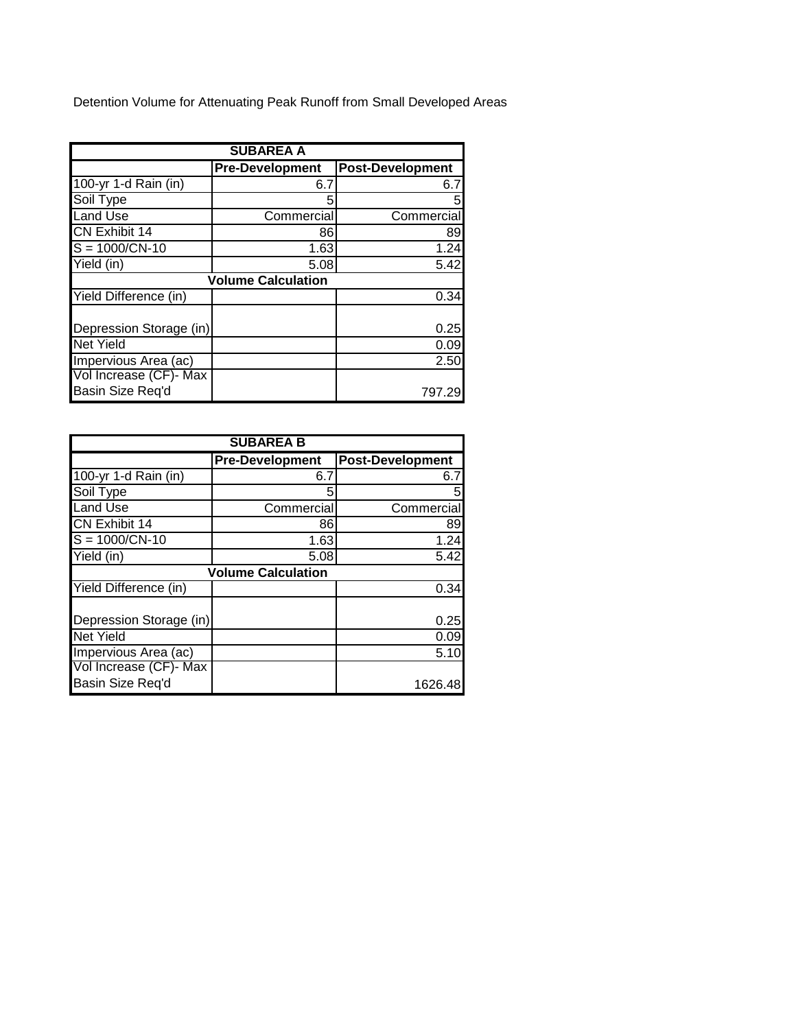Detention Volume for Attenuating Peak Runoff from Small Developed Areas

| SUBAREA A | | |
|---|---|---|
| | **Pre-Development** | **Post-Development** |
| 100-yr 1-d Rain (in) | 6.7 | 6.7 |
| Soil Type | 5 | 5 |
| Land Use | Commercial | Commercial |
| CN Exhibit 14 | 86 | 89 |
| S = 1000/CN-10 | 1.63 | 1.24 |
| Yield (in) | 5.08 | 5.42 |
| **Volume Calculation** | | |
| Yield Difference (in) | | 0.34 |
| Depression Storage (in) | | 0.25 |
| Net Yield | | 0.09 |
| Impervious Area (ac) | | 2.50 |
| Vol Increase (CF)- Max Basin Size Req'd | | 797.29 |

| SUBAREA B | | |
|---|---|---|
| | **Pre-Development** | **Post-Development** |
| 100-yr 1-d Rain (in) | 6.7 | 6.7 |
| Soil Type | 5 | 5 |
| Land Use | Commercial | Commercial |
| CN Exhibit 14 | 86 | 89 |
| S = 1000/CN-10 | 1.63 | 1.24 |
| Yield (in) | 5.08 | 5.42 |
| **Volume Calculation** | | |
| Yield Difference (in) | | 0.34 |
| Depression Storage (in) | | 0.25 |
| Net Yield | | 0.09 |
| Impervious Area (ac) | | 5.10 |
| Vol Increase (CF)- Max Basin Size Req'd | | 1626.48 |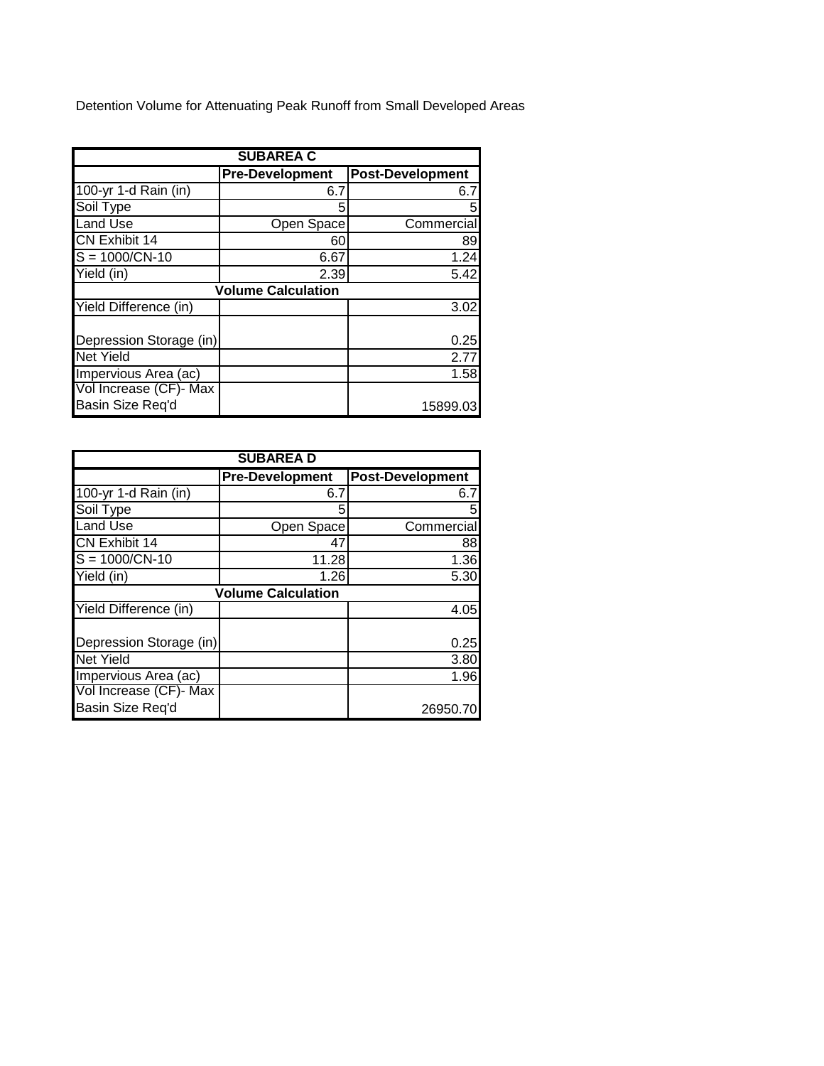Detention Volume for Attenuating Peak Runoff from Small Developed Areas

| SUBAREA C | | |
|---|---|---|
| | **Pre-Development** | **Post-Development** |
| 100-yr 1-d Rain (in) | 6.7 | 6.7 |
| Soil Type | 5 | 5 |
| Land Use | Open Space | Commercial |
| CN Exhibit 14 | 60 | 89 |
| S = 1000/CN-10 | 6.67 | 1.24 |
| Yield (in) | 2.39 | 5.42 |
| **Volume Calculation** | | |
| Yield Difference (in) | | 3.02 |
| Depression Storage (in) | | 0.25 |
| Net Yield | | 2.77 |
| Impervious Area (ac) | | 1.58 |
| Vol Increase (CF)- Max Basin Size Req'd | | 15899.03 |

| SUBAREA D | | |
|---|---|---|
| | **Pre-Development** | **Post-Development** |
| 100-yr 1-d Rain (in) | 6.7 | 6.7 |
| Soil Type | 5 | 5 |
| Land Use | Open Space | Commercial |
| CN Exhibit 14 | 47 | 88 |
| S = 1000/CN-10 | 11.28 | 1.36 |
| Yield (in) | 1.26 | 5.30 |
| **Volume Calculation** | | |
| Yield Difference (in) | | 4.05 |
| Depression Storage (in) | | 0.25 |
| Net Yield | | 3.80 |
| Impervious Area (ac) | | 1.96 |
| Vol Increase (CF)- Max Basin Size Req'd | | 26950.70 |